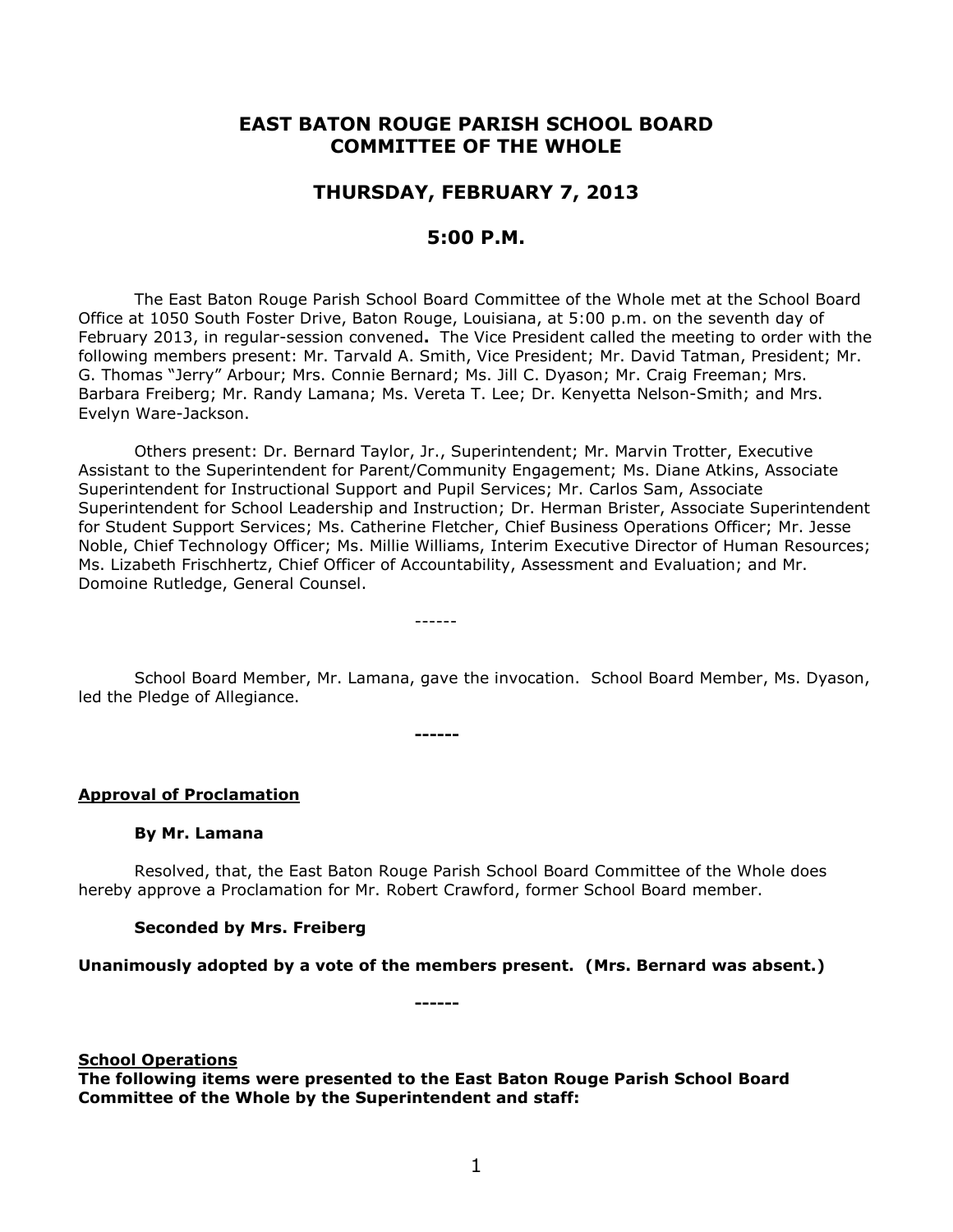# EAST BATON ROUGE PARISH SCHOOL BOARD COMMITTEE OF THE WHOLE

## THURSDAY, FEBRUARY 7, 2013

## 5:00 P.M.

The East Baton Rouge Parish School Board Committee of the Whole met at the School Board Office at 1050 South Foster Drive, Baton Rouge, Louisiana, at 5:00 p.m. on the seventh day of February 2013, in regular-session convened**.** The Vice President called the meeting to order with the following members present: Mr. Tarvald A. Smith, Vice President; Mr. David Tatman, President; Mr. G. Thomas "Jerry" Arbour; Mrs. Connie Bernard; Ms. Jill C. Dyason; Mr. Craig Freeman; Mrs. Barbara Freiberg; Mr. Randy Lamana; Ms. Vereta T. Lee; Dr. Kenyetta Nelson-Smith; and Mrs. Evelyn Ware-Jackson.

Others present: Dr. Bernard Taylor, Jr., Superintendent; Mr. Marvin Trotter, Executive Assistant to the Superintendent for Parent/Community Engagement; Ms. Diane Atkins, Associate Superintendent for Instructional Support and Pupil Services; Mr. Carlos Sam, Associate Superintendent for School Leadership and Instruction; Dr. Herman Brister, Associate Superintendent for Student Support Services; Ms. Catherine Fletcher, Chief Business Operations Officer; Mr. Jesse Noble, Chief Technology Officer; Ms. Millie Williams, Interim Executive Director of Human Resources; Ms. Lizabeth Frischhertz, Chief Officer of Accountability, Assessment and Evaluation; and Mr. Domoine Rutledge, General Counsel.

------

School Board Member, Mr. Lamana, gave the invocation. School Board Member, Ms. Dyason, led the Pledge of Allegiance.

**------**

**Approval of Proclamation**

**By Mr. Lamana**

Resolved, that, the East Baton Rouge Parish School Board Committee of the Whole does hereby approve a Proclamation for Mr. Robert Crawford, former School Board member.

**Seconded by Mrs. Freiberg**

**Unanimously adopted by a vote of the members present. (Mrs. Bernard was absent.)**

**------**

**School Operations**
**The following items were presented to the East Baton Rouge Parish School Board Committee of the Whole by the Superintendent and staff:**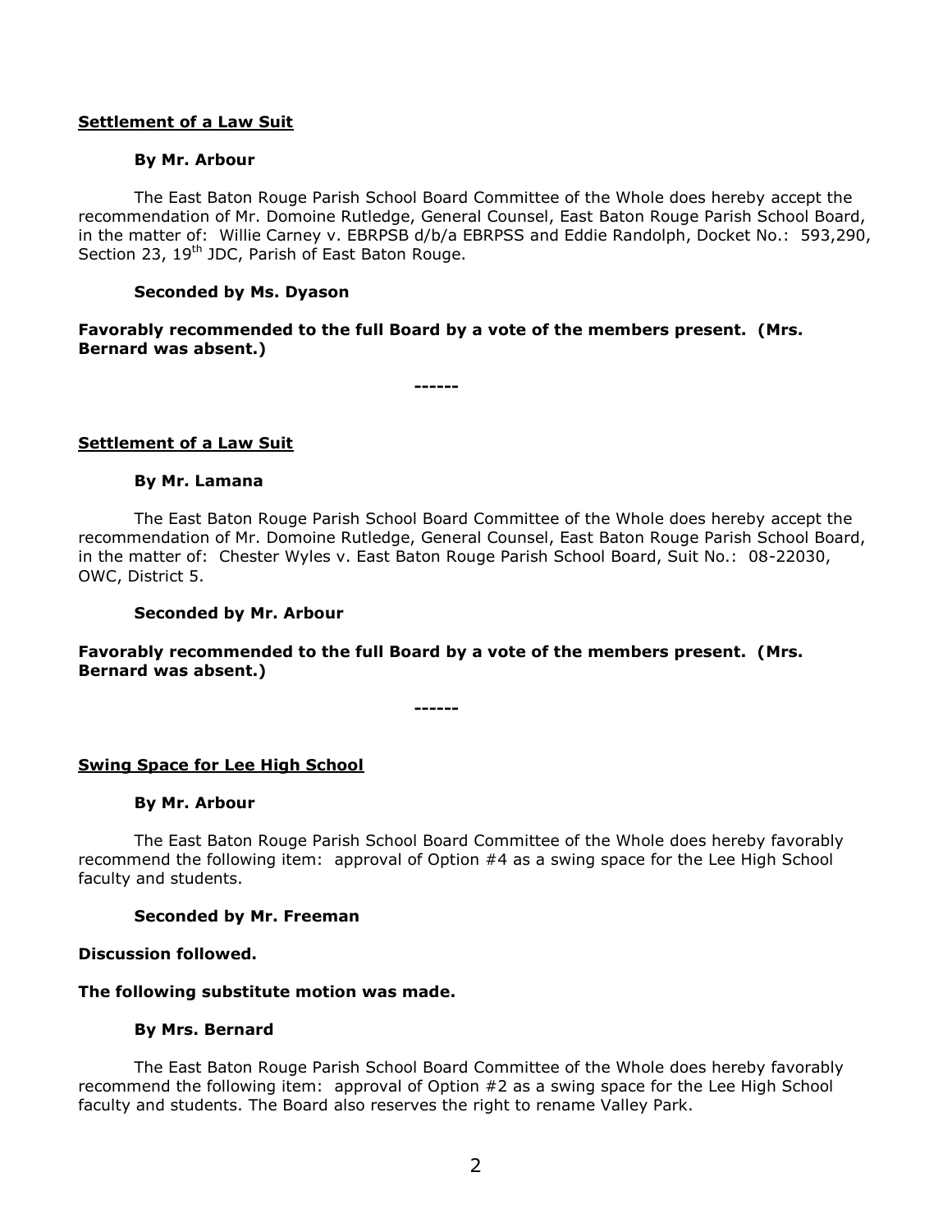**<u>Settlement of a Law Suit</u>**

**By Mr. Arbour**

The East Baton Rouge Parish School Board Committee of the Whole does hereby accept the recommendation of Mr. Domoine Rutledge, General Counsel, East Baton Rouge Parish School Board, in the matter of: Willie Carney v. EBRPSB d/b/a EBRPSS and Eddie Randolph, Docket No.: 593,290, Section 23, 19th JDC, Parish of East Baton Rouge.

**Seconded by Ms. Dyason**

**Favorably recommended to the full Board by a vote of the members present. (Mrs. Bernard was absent.)**

**------**

**<u>Settlement of a Law Suit</u>**

**By Mr. Lamana**

The East Baton Rouge Parish School Board Committee of the Whole does hereby accept the recommendation of Mr. Domoine Rutledge, General Counsel, East Baton Rouge Parish School Board, in the matter of: Chester Wyles v. East Baton Rouge Parish School Board, Suit No.: 08-22030, OWC, District 5.

**Seconded by Mr. Arbour**

**Favorably recommended to the full Board by a vote of the members present. (Mrs. Bernard was absent.)**

**------**

**<u>Swing Space for Lee High School</u>**

**By Mr. Arbour**

The East Baton Rouge Parish School Board Committee of the Whole does hereby favorably recommend the following item: approval of Option #4 as a swing space for the Lee High School faculty and students.

**Seconded by Mr. Freeman**

**Discussion followed.**

**The following substitute motion was made.**

**By Mrs. Bernard**

The East Baton Rouge Parish School Board Committee of the Whole does hereby favorably recommend the following item: approval of Option #2 as a swing space for the Lee High School faculty and students. The Board also reserves the right to rename Valley Park.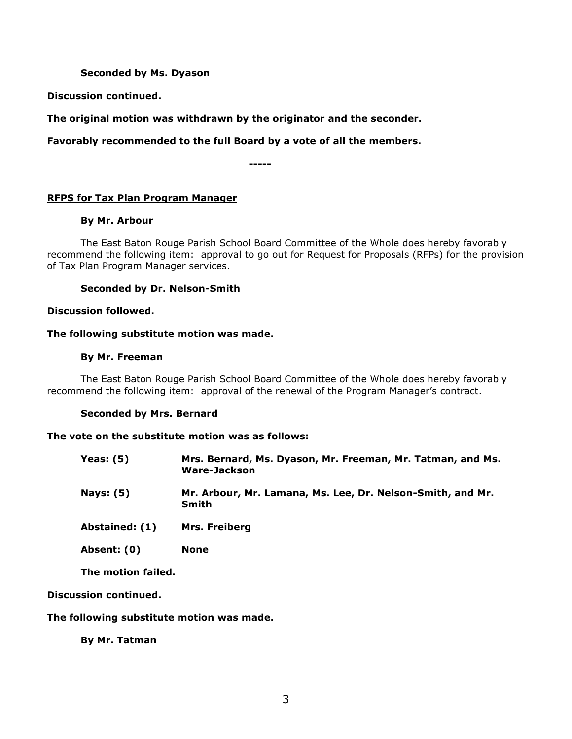**Seconded by Ms. Dyason**

**Discussion continued.**

**The original motion was withdrawn by the originator and the seconder.**

**Favorably recommended to the full Board by a vote of all the members.**

-----

**RFPS for Tax Plan Program Manager**

**By Mr. Arbour**

The East Baton Rouge Parish School Board Committee of the Whole does hereby favorably recommend the following item: approval to go out for Request for Proposals (RFPs) for the provision of Tax Plan Program Manager services.

**Seconded by Dr. Nelson-Smith**

**Discussion followed.**

**The following substitute motion was made.**

**By Mr. Freeman**

The East Baton Rouge Parish School Board Committee of the Whole does hereby favorably recommend the following item: approval of the renewal of the Program Manager's contract.

**Seconded by Mrs. Bernard**

**The vote on the substitute motion was as follows:**

| | |
|---|---|
| **Yeas: (5)** | **Mrs. Bernard, Ms. Dyason, Mr. Freeman, Mr. Tatman, and Ms. Ware-Jackson** |
| **Nays: (5)** | **Mr. Arbour, Mr. Lamana, Ms. Lee, Dr. Nelson-Smith, and Mr. Smith** |
| **Abstained: (1)** | **Mrs. Freiberg** |
| **Absent: (0)** | **None** |

**The motion failed.**

**Discussion continued.**

**The following substitute motion was made.**

**By Mr. Tatman**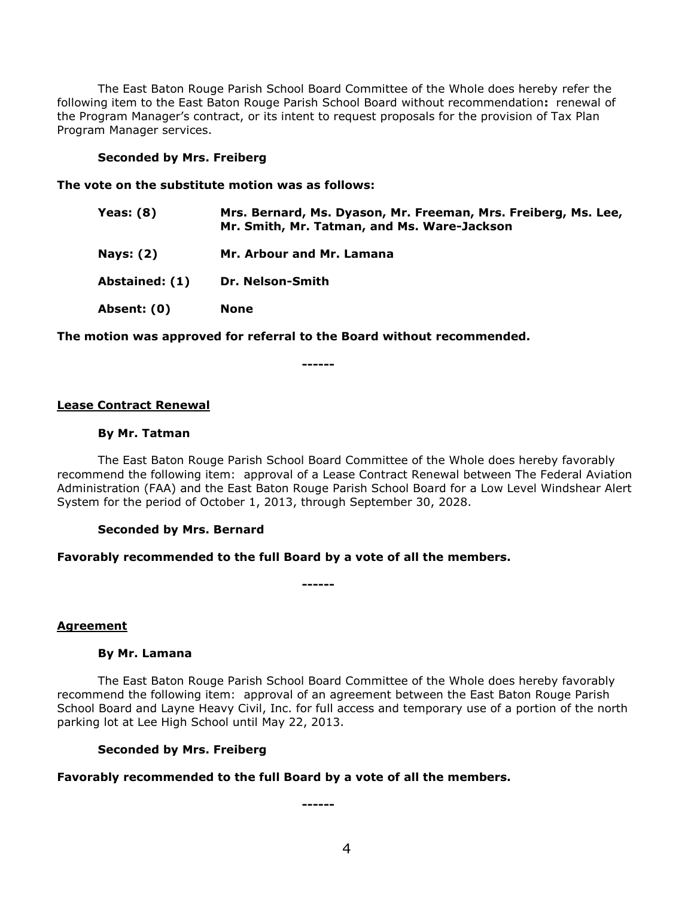The East Baton Rouge Parish School Board Committee of the Whole does hereby refer the following item to the East Baton Rouge Parish School Board without recommendation**:** renewal of the Program Manager's contract, or its intent to request proposals for the provision of Tax Plan Program Manager services.

**Seconded by Mrs. Freiberg**

**The vote on the substitute motion was as follows:**

| | |
|---|---|
| **Yeas: (8)** | **Mrs. Bernard, Ms. Dyason, Mr. Freeman, Mrs. Freiberg, Ms. Lee, Mr. Smith, Mr. Tatman, and Ms. Ware-Jackson** |
| **Nays: (2)** | **Mr. Arbour and Mr. Lamana** |
| **Abstained: (1)** | **Dr. Nelson-Smith** |
| **Absent: (0)** | **None** |

**The motion was approved for referral to the Board without recommended.**

**------**

**Lease Contract Renewal**

**By Mr. Tatman**

The East Baton Rouge Parish School Board Committee of the Whole does hereby favorably recommend the following item: approval of a Lease Contract Renewal between The Federal Aviation Administration (FAA) and the East Baton Rouge Parish School Board for a Low Level Windshear Alert System for the period of October 1, 2013, through September 30, 2028.

**Seconded by Mrs. Bernard**

**Favorably recommended to the full Board by a vote of all the members.**

**------**

**Agreement**

**By Mr. Lamana**

The East Baton Rouge Parish School Board Committee of the Whole does hereby favorably recommend the following item: approval of an agreement between the East Baton Rouge Parish School Board and Layne Heavy Civil, Inc. for full access and temporary use of a portion of the north parking lot at Lee High School until May 22, 2013.

**Seconded by Mrs. Freiberg**

**Favorably recommended to the full Board by a vote of all the members.**

**------**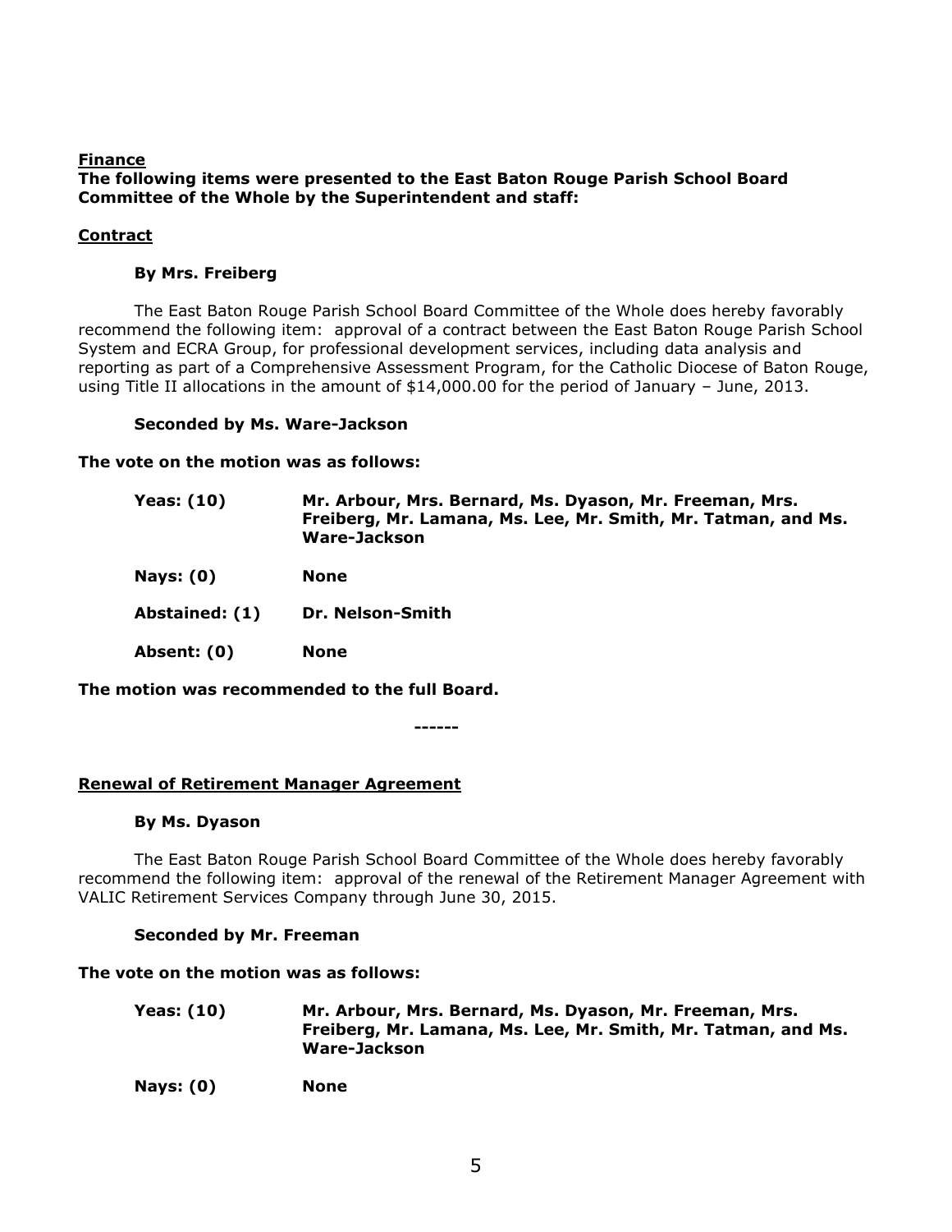**Finance**

**The following items were presented to the East Baton Rouge Parish School Board Committee of the Whole by the Superintendent and staff:**

**Contract**

**By Mrs. Freiberg**

The East Baton Rouge Parish School Board Committee of the Whole does hereby favorably recommend the following item: approval of a contract between the East Baton Rouge Parish School System and ECRA Group, for professional development services, including data analysis and reporting as part of a Comprehensive Assessment Program, for the Catholic Diocese of Baton Rouge, using Title II allocations in the amount of $14,000.00 for the period of January – June, 2013.

**Seconded by Ms. Ware-Jackson**

**The vote on the motion was as follows:**

| | |
|---|---|
| **Yeas: (10)** | **Mr. Arbour, Mrs. Bernard, Ms. Dyason, Mr. Freeman, Mrs. Freiberg, Mr. Lamana, Ms. Lee, Mr. Smith, Mr. Tatman, and Ms. Ware-Jackson** |
| **Nays: (0)** | **None** |
| **Abstained: (1)** | **Dr. Nelson-Smith** |
| **Absent: (0)** | **None** |

**The motion was recommended to the full Board.**

**------**

**Renewal of Retirement Manager Agreement**

**By Ms. Dyason**

The East Baton Rouge Parish School Board Committee of the Whole does hereby favorably recommend the following item: approval of the renewal of the Retirement Manager Agreement with VALIC Retirement Services Company through June 30, 2015.

**Seconded by Mr. Freeman**

**The vote on the motion was as follows:**

| | |
|---|---|
| **Yeas: (10)** | **Mr. Arbour, Mrs. Bernard, Ms. Dyason, Mr. Freeman, Mrs. Freiberg, Mr. Lamana, Ms. Lee, Mr. Smith, Mr. Tatman, and Ms. Ware-Jackson** |
| **Nays: (0)** | **None** |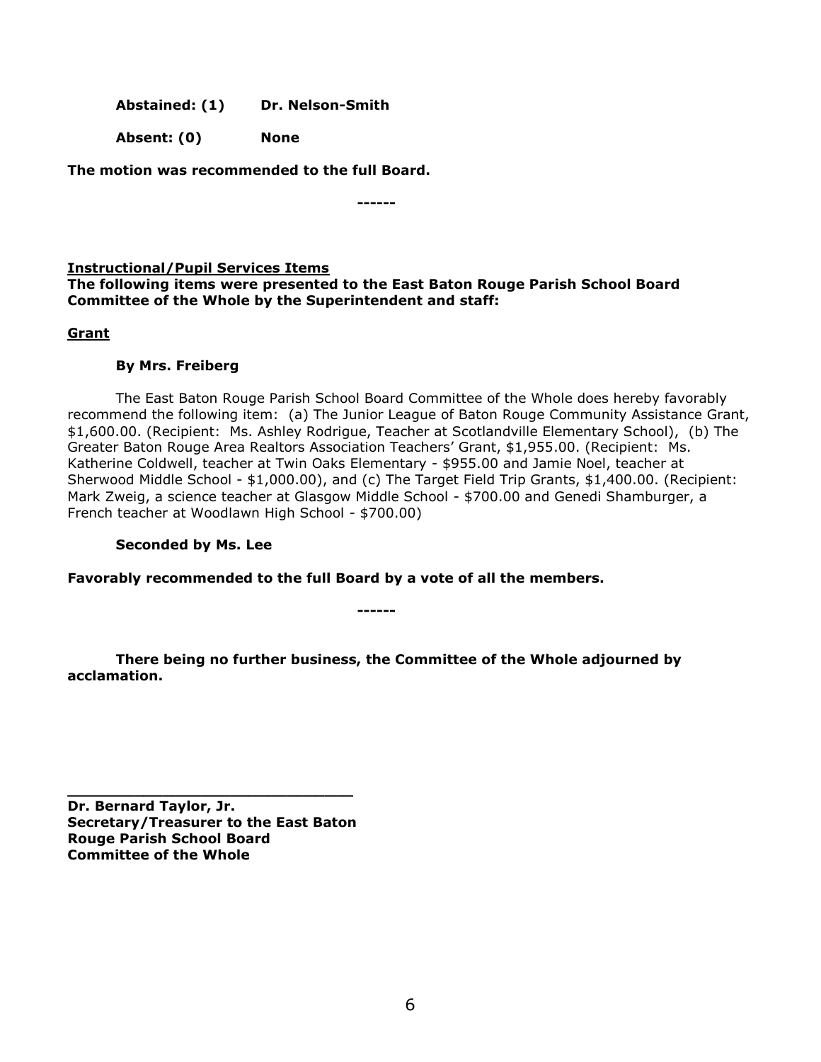**Abstained: (1) Dr. Nelson-Smith**

**Absent: (0) None**

**The motion was recommended to the full Board.**

**------**

**<u>Instructional/Pupil Services Items</u>**

**The following items were presented to the East Baton Rouge Parish School Board Committee of the Whole by the Superintendent and staff:**

**<u>Grant</u>**

**By Mrs. Freiberg**

The East Baton Rouge Parish School Board Committee of the Whole does hereby favorably recommend the following item: (a) The Junior League of Baton Rouge Community Assistance Grant, $1,600.00. (Recipient: Ms. Ashley Rodrigue, Teacher at Scotlandville Elementary School), (b) The Greater Baton Rouge Area Realtors Association Teachers' Grant, $1,955.00. (Recipient: Ms. Katherine Coldwell, teacher at Twin Oaks Elementary - $955.00 and Jamie Noel, teacher at Sherwood Middle School - $1,000.00), and (c) The Target Field Trip Grants, $1,400.00. (Recipient: Mark Zweig, a science teacher at Glasgow Middle School - $700.00 and Genedi Shamburger, a French teacher at Woodlawn High School - $700.00)

**Seconded by Ms. Lee**

**Favorably recommended to the full Board by a vote of all the members.**

**------**

**There being no further business, the Committee of the Whole adjourned by acclamation.**

\_\_\_\_\_\_\_\_\_\_\_\_\_\_\_\_\_\_\_\_\_\_\_\_\_\_\_\_\_\_\_\_

**Dr. Bernard Taylor, Jr.**
**Secretary/Treasurer to the East Baton Rouge Parish School Board Committee of the Whole**